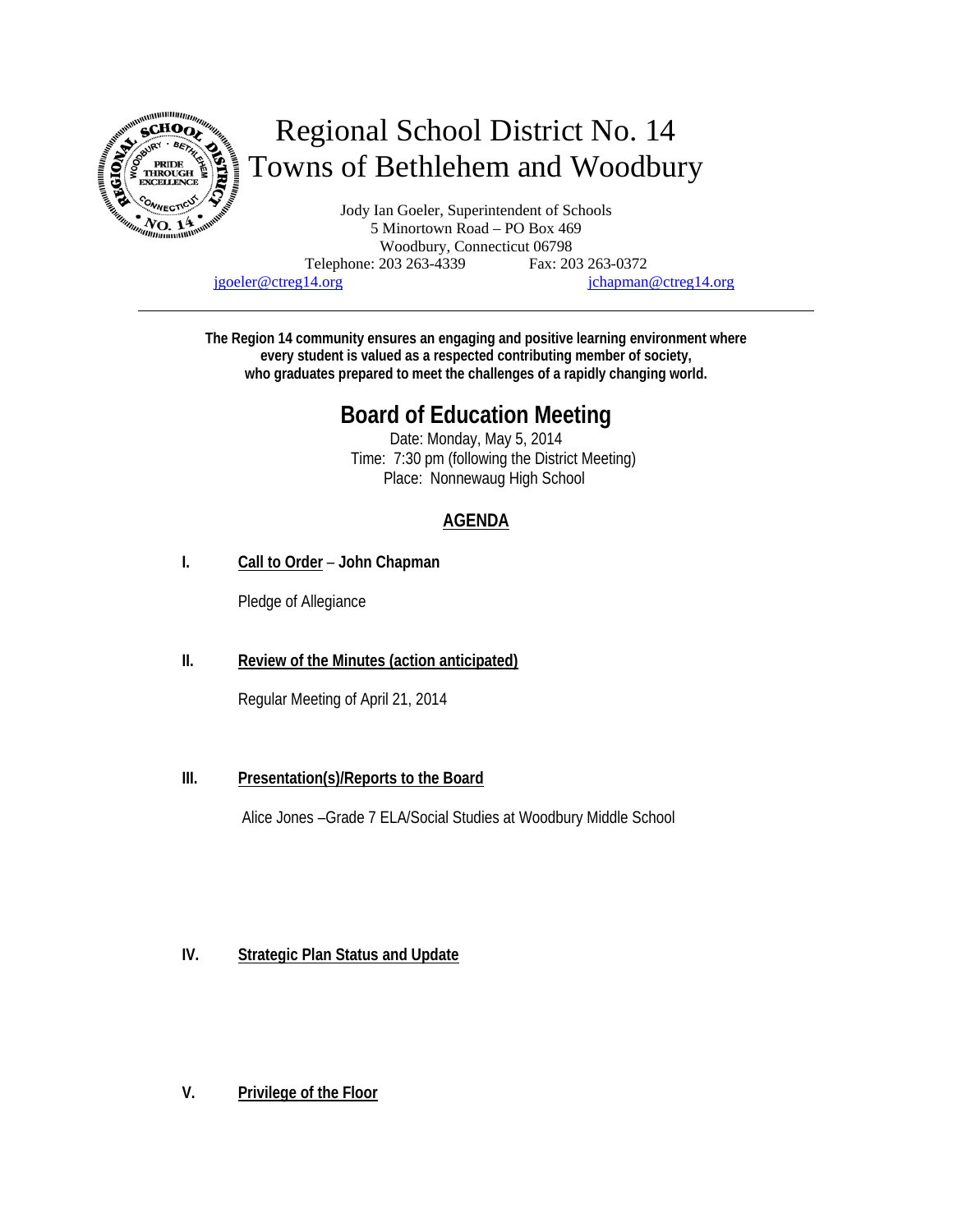# Regional School District No. 14
# Towns of Bethlehem and Woodbury

Jody Ian Goeler, Superintendent of Schools
5 Minortown Road – PO Box 469
Woodbury, Connecticut 06798
Telephone: 203 263-4339 Fax: 203 263-0372
jgoeler@ctreg14.org jchapman@ctreg14.org

---

**The Region 14 community ensures an engaging and positive learning environment where every student is valued as a respected contributing member of society, who graduates prepared to meet the challenges of a rapidly changing world.**

## Board of Education Meeting

Date: Monday, May 5, 2014
Time: 7:30 pm (following the District Meeting)
Place: Nonnewaug High School

### AGENDA

**I. Call to Order – John Chapman**

Pledge of Allegiance

**II. Review of the Minutes (action anticipated)**

Regular Meeting of April 21, 2014

**III. Presentation(s)/Reports to the Board**

Alice Jones –Grade 7 ELA/Social Studies at Woodbury Middle School

**IV. Strategic Plan Status and Update**

**V. Privilege of the Floor**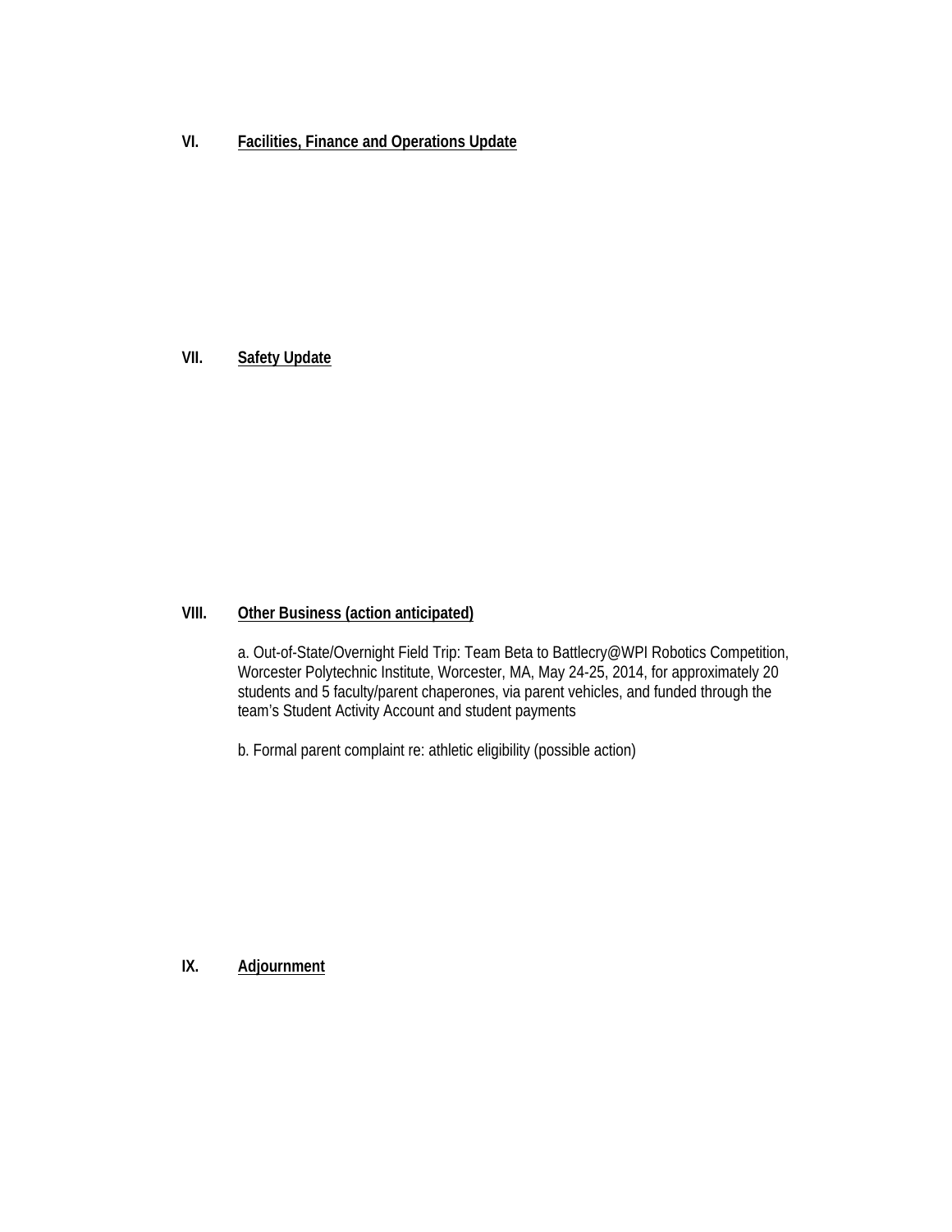**VI. Facilities, Finance and Operations Update**

**VII. Safety Update**

**VIII. Other Business (action anticipated)**

a. Out-of-State/Overnight Field Trip: Team Beta to Battlecry@WPI Robotics Competition, Worcester Polytechnic Institute, Worcester, MA, May 24-25, 2014, for approximately 20 students and 5 faculty/parent chaperones, via parent vehicles, and funded through the team's Student Activity Account and student payments

b. Formal parent complaint re: athletic eligibility (possible action)

**IX. Adjournment**